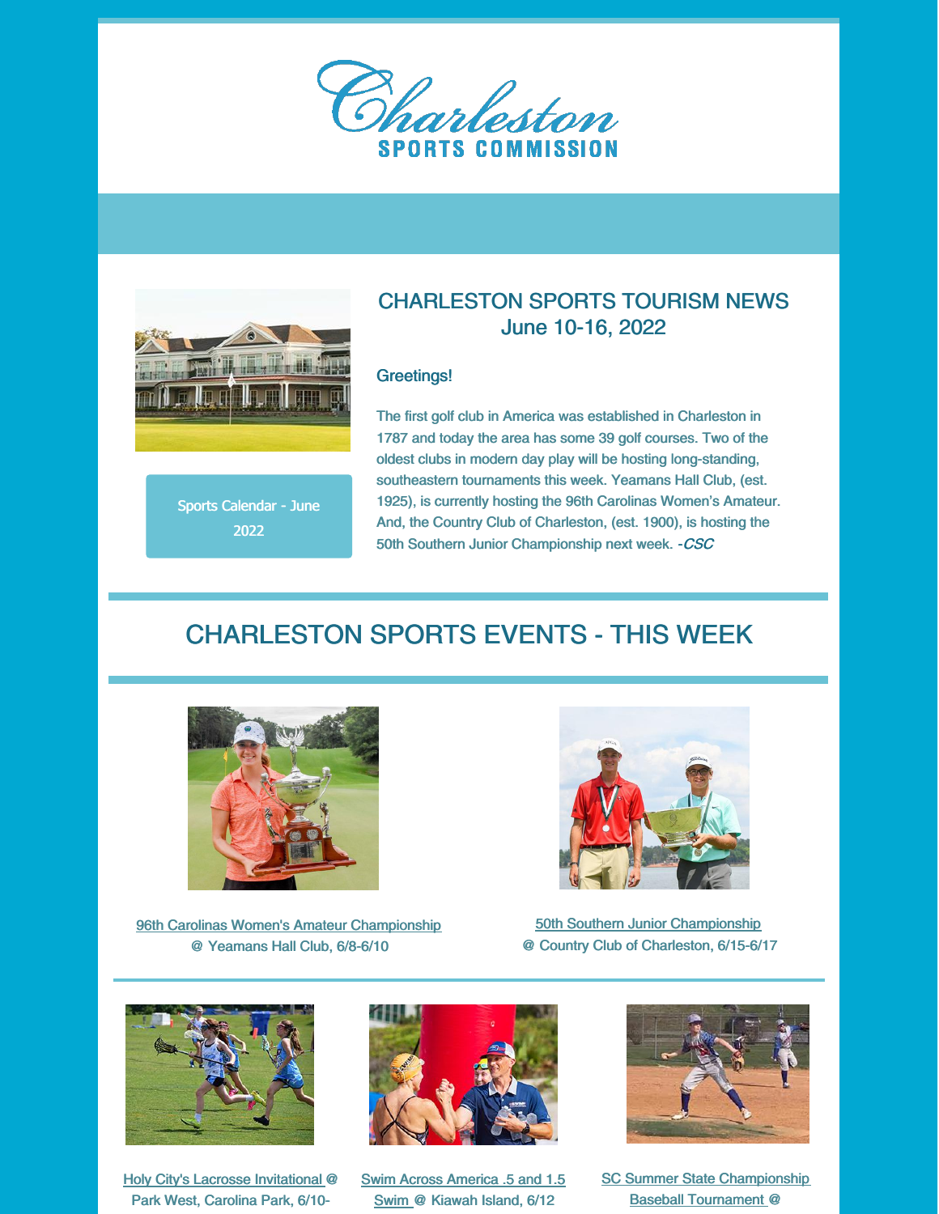Charleston

SPORTS COMMISSION

Sports Calendar - June 2022

## CHARLESTON SPORTS TOURISM NEWS
## June 10-16, 2022

Greetings!

The first golf club in America was established in Charleston in 1787 and today the area has some 39 golf courses. Two of the oldest clubs in modern day play will be hosting long-standing, southeastern tournaments this week. Yeamans Hall Club, (est. 1925), is currently hosting the 96th Carolinas Women's Amateur. And, the Country Club of Charleston, (est. 1900), is hosting the 50th Southern Junior Championship next week. -*CSC*

## CHARLESTON SPORTS EVENTS - THIS WEEK

96th Carolinas Women's Amateur Championship @ Yeamans Hall Club, 6/8-6/10

50th Southern Junior Championship @ Country Club of Charleston, 6/15-6/17

Holy City's Lacrosse Invitational @ Park West, Carolina Park, 6/10-

Swim Across America .5 and 1.5 Swim @ Kiawah Island, 6/12

SC Summer State Championship Baseball Tournament @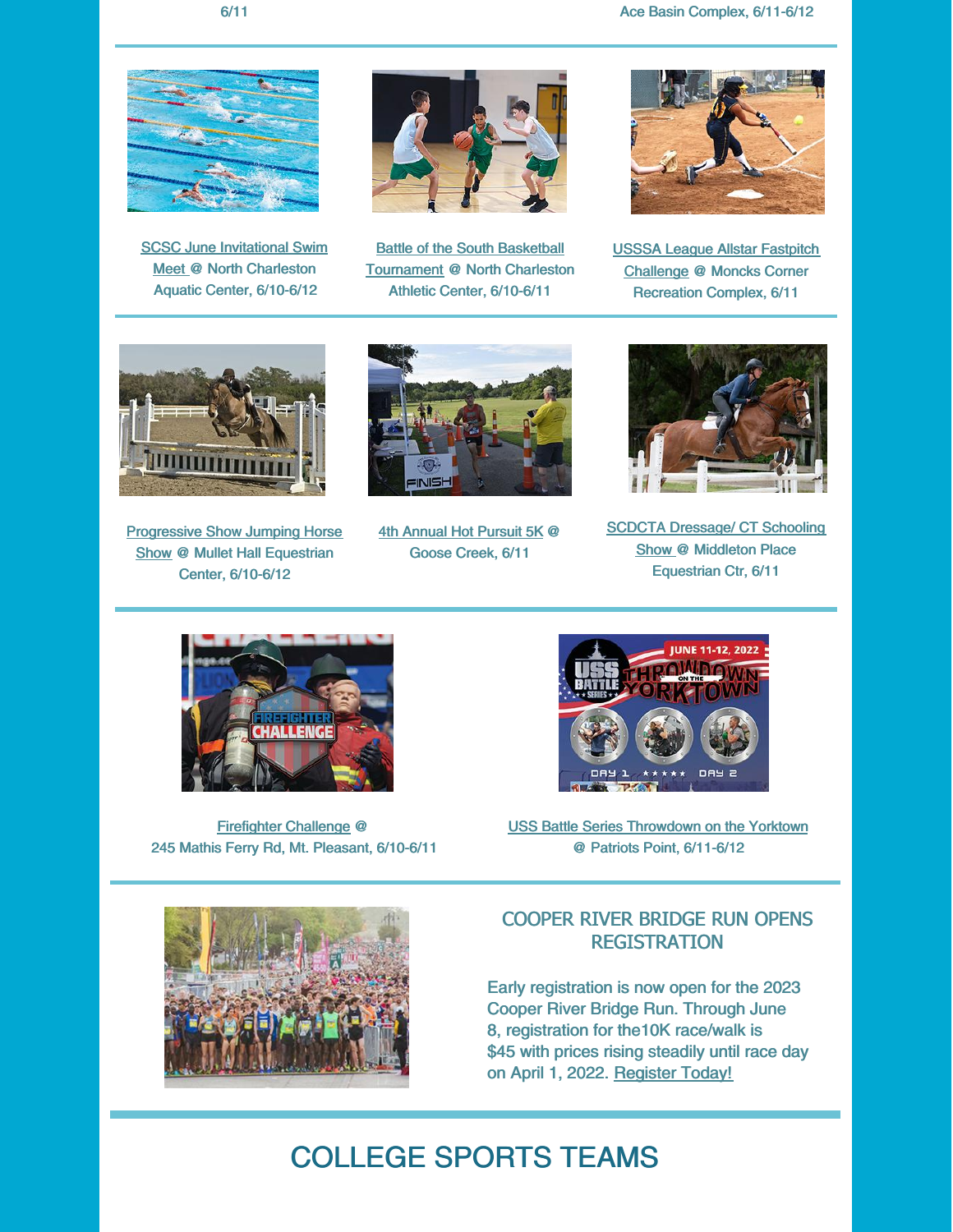6/11

Ace Basin Complex, 6/11-6/12

SCSC June Invitational Swim Meet @ North Charleston Aquatic Center, 6/10-6/12

Battle of the South Basketball Tournament @ North Charleston Athletic Center, 6/10-6/11

USSSA League Allstar Fastpitch Challenge @ Moncks Corner Recreation Complex, 6/11

Progressive Show Jumping Horse Show @ Mullet Hall Equestrian Center, 6/10-6/12

4th Annual Hot Pursuit 5K @ Goose Creek, 6/11

SCDCTA Dressage/ CT Schooling Show @ Middleton Place Equestrian Ctr, 6/11

Firefighter Challenge @ 245 Mathis Ferry Rd, Mt. Pleasant, 6/10-6/11

USS Battle Series Throwdown on the Yorktown @ Patriots Point, 6/11-6/12

## COOPER RIVER BRIDGE RUN OPENS REGISTRATION

Early registration is now open for the 2023 Cooper River Bridge Run. Through June 8, registration for the10K race/walk is $45 with prices rising steadily until race day on April 1, 2022. Register Today!

# COLLEGE SPORTS TEAMS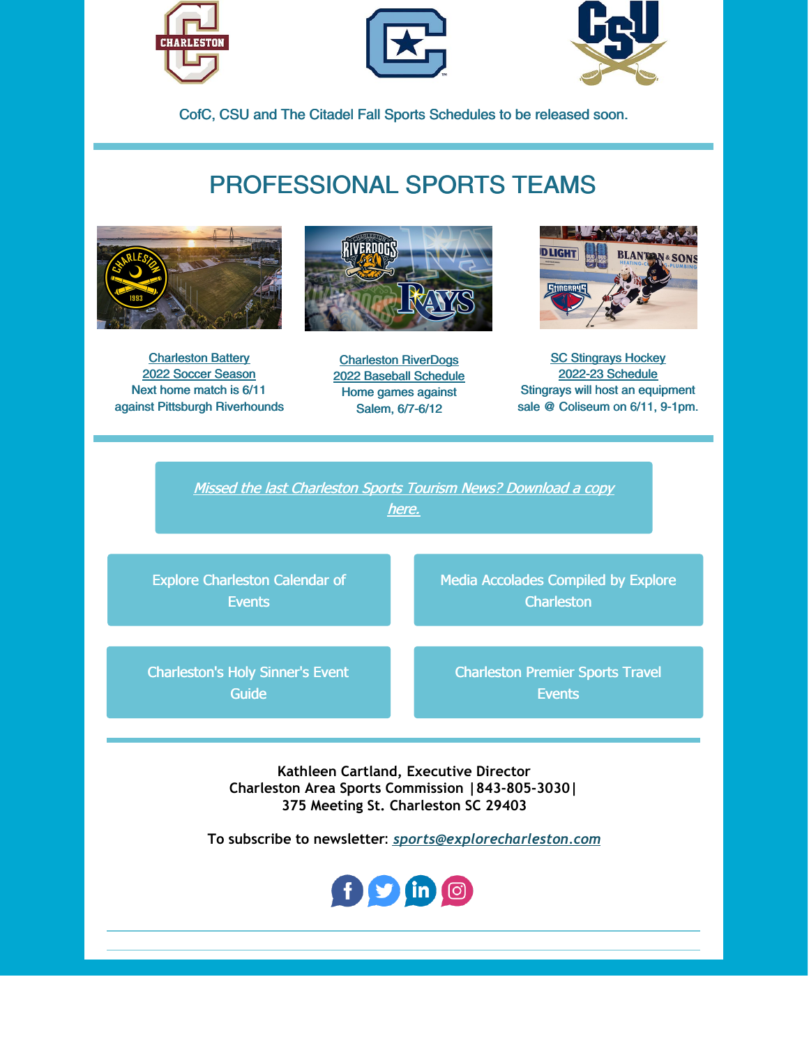CofC, CSU and The Citadel Fall Sports Schedules to be released soon.

# PROFESSIONAL SPORTS TEAMS

Charleston Battery
2022 Soccer Season
Next home match is 6/11 against Pittsburgh Riverhounds

Charleston RiverDogs
2022 Baseball Schedule
Home games against Salem, 6/7-6/12

SC Stingrays Hockey
2022-23 Schedule
Stingrays will host an equipment sale @ Coliseum on 6/11, 9-1pm.

*Missed the last Charleston Sports Tourism News? Download a copy here.*

Explore Charleston Calendar of Events

Media Accolades Compiled by Explore Charleston

Charleston's Holy Sinner's Event Guide

Charleston Premier Sports Travel Events

Kathleen Cartland, Executive Director
Charleston Area Sports Commission |843-805-3030|
375 Meeting St. Charleston SC 29403

To subscribe to newsletter: *sports@explorecharleston.com*